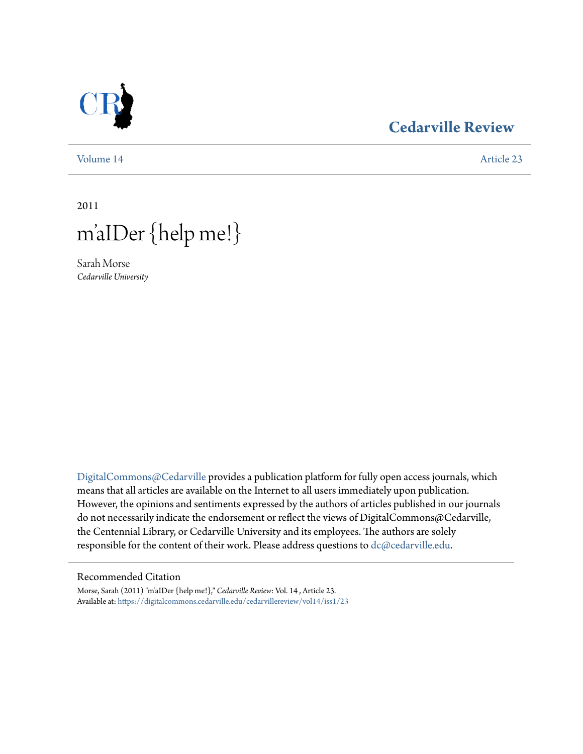Cedarville Review

Volume 14 | Article 23

2011

# m'aIDer {help me!}

Sarah Morse
*Cedarville University*

DigitalCommons@Cedarville provides a publication platform for fully open access journals, which means that all articles are available on the Internet to all users immediately upon publication. However, the opinions and sentiments expressed by the authors of articles published in our journals do not necessarily indicate the endorsement or reflect the views of DigitalCommons@Cedarville, the Centennial Library, or Cedarville University and its employees. The authors are solely responsible for the content of their work. Please address questions to dc@cedarville.edu.

## Recommended Citation

Morse, Sarah (2011) "m'aIDer {help me!}," *Cedarville Review*: Vol. 14 , Article 23.
Available at: https://digitalcommons.cedarville.edu/cedarvillereview/vol14/iss1/23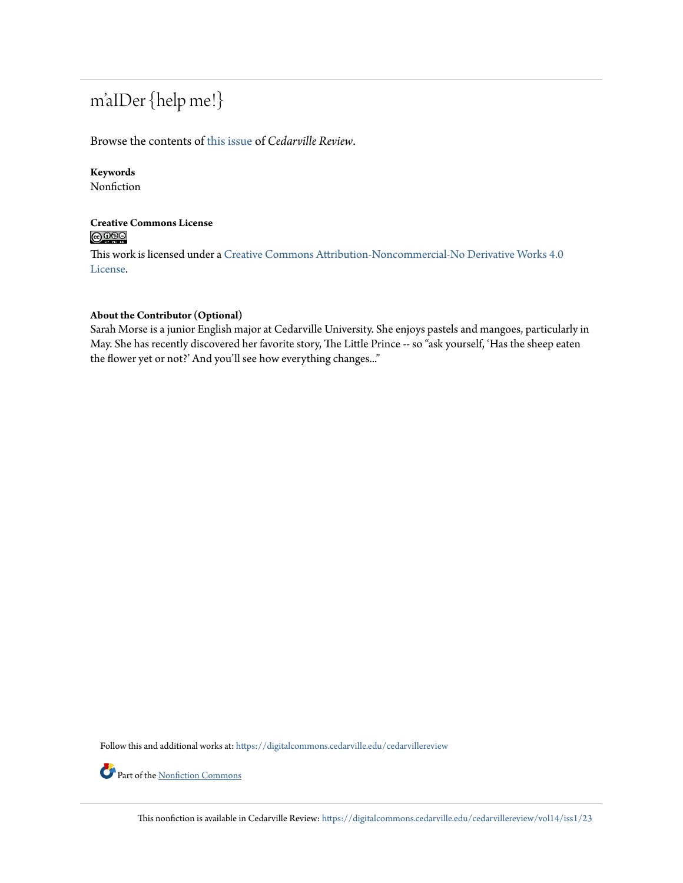# m'aIDer {help me!}

Browse the contents of this issue of *Cedarville Review*.

**Keywords**
Nonfiction

**Creative Commons License**

This work is licensed under a Creative Commons Attribution-Noncommercial-No Derivative Works 4.0 License.

**About the Contributor (Optional)**
Sarah Morse is a junior English major at Cedarville University. She enjoys pastels and mangoes, particularly in May. She has recently discovered her favorite story, The Little Prince -- so "ask yourself, 'Has the sheep eaten the flower yet or not?' And you'll see how everything changes..."

Follow this and additional works at: https://digitalcommons.cedarville.edu/cedarvillereview

Part of the Nonfiction Commons

This nonfiction is available in Cedarville Review: https://digitalcommons.cedarville.edu/cedarvillereview/vol14/iss1/23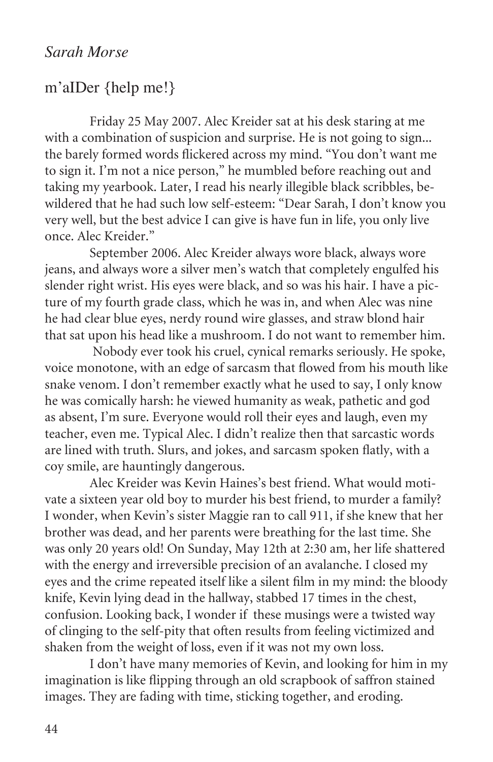*Sarah Morse*

## m'aIDer {help me!}

Friday 25 May 2007. Alec Kreider sat at his desk staring at me with a combination of suspicion and surprise. He is not going to sign... the barely formed words flickered across my mind. "You don't want me to sign it. I'm not a nice person," he mumbled before reaching out and taking my yearbook. Later, I read his nearly illegible black scribbles, bewildered that he had such low self-esteem: "Dear Sarah, I don't know you very well, but the best advice I can give is have fun in life, you only live once. Alec Kreider."

September 2006. Alec Kreider always wore black, always wore jeans, and always wore a silver men's watch that completely engulfed his slender right wrist. His eyes were black, and so was his hair. I have a picture of my fourth grade class, which he was in, and when Alec was nine he had clear blue eyes, nerdy round wire glasses, and straw blond hair that sat upon his head like a mushroom. I do not want to remember him.

Nobody ever took his cruel, cynical remarks seriously. He spoke, voice monotone, with an edge of sarcasm that flowed from his mouth like snake venom. I don't remember exactly what he used to say, I only know he was comically harsh: he viewed humanity as weak, pathetic and god as absent, I'm sure. Everyone would roll their eyes and laugh, even my teacher, even me. Typical Alec. I didn't realize then that sarcastic words are lined with truth. Slurs, and jokes, and sarcasm spoken flatly, with a coy smile, are hauntingly dangerous.

Alec Kreider was Kevin Haines's best friend. What would motivate a sixteen year old boy to murder his best friend, to murder a family? I wonder, when Kevin's sister Maggie ran to call 911, if she knew that her brother was dead, and her parents were breathing for the last time. She was only 20 years old! On Sunday, May 12th at 2:30 am, her life shattered with the energy and irreversible precision of an avalanche. I closed my eyes and the crime repeated itself like a silent film in my mind: the bloody knife, Kevin lying dead in the hallway, stabbed 17 times in the chest, confusion. Looking back, I wonder if these musings were a twisted way of clinging to the self-pity that often results from feeling victimized and shaken from the weight of loss, even if it was not my own loss.

I don't have many memories of Kevin, and looking for him in my imagination is like flipping through an old scrapbook of saffron stained images. They are fading with time, sticking together, and eroding.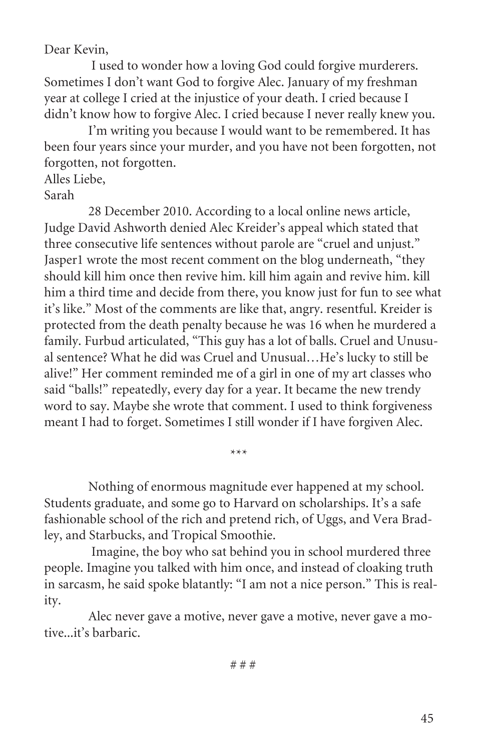Dear Kevin,

I used to wonder how a loving God could forgive murderers. Sometimes I don't want God to forgive Alec. January of my freshman year at college I cried at the injustice of your death. I cried because I didn't know how to forgive Alec. I cried because I never really knew you.

I'm writing you because I would want to be remembered. It has been four years since your murder, and you have not been forgotten, not forgotten, not forgotten.

Alles Liebe,

Sarah

28 December 2010. According to a local online news article, Judge David Ashworth denied Alec Kreider's appeal which stated that three consecutive life sentences without parole are "cruel and unjust." Jasper1 wrote the most recent comment on the blog underneath, "they should kill him once then revive him. kill him again and revive him. kill him a third time and decide from there, you know just for fun to see what it's like." Most of the comments are like that, angry. resentful. Kreider is protected from the death penalty because he was 16 when he murdered a family. Furbud articulated, "This guy has a lot of balls. Cruel and Unusual sentence? What he did was Cruel and Unusual…He's lucky to still be alive!" Her comment reminded me of a girl in one of my art classes who said "balls!" repeatedly, every day for a year. It became the new trendy word to say. Maybe she wrote that comment. I used to think forgiveness meant I had to forget. Sometimes I still wonder if I have forgiven Alec.

\*\*\*

Nothing of enormous magnitude ever happened at my school. Students graduate, and some go to Harvard on scholarships. It's a safe fashionable school of the rich and pretend rich, of Uggs, and Vera Bradley, and Starbucks, and Tropical Smoothie.

Imagine, the boy who sat behind you in school murdered three people. Imagine you talked with him once, and instead of cloaking truth in sarcasm, he said spoke blatantly: "I am not a nice person." This is reality.

Alec never gave a motive, never gave a motive, never gave a motive...it's barbaric.

# # #